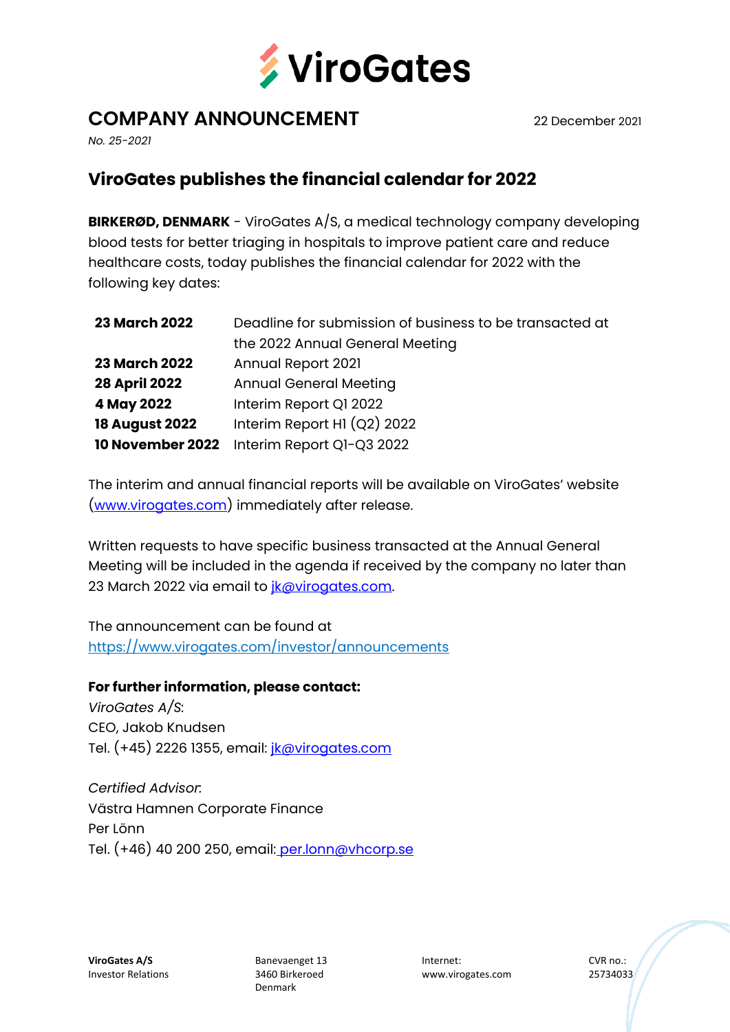# ViroGates

## COMPANY ANNOUNCEMENT

*No. 25-2021*

22 December 2021

## ViroGates publishes the financial calendar for 2022

**BIRKERØD, DENMARK** - ViroGates A/S, a medical technology company developing blood tests for better triaging in hospitals to improve patient care and reduce healthcare costs, today publishes the financial calendar for 2022 with the following key dates:

| | |
|---|---|
| **23 March 2022** | Deadline for submission of business to be transacted at the 2022 Annual General Meeting |
| **23 March 2022** | Annual Report 2021 |
| **28 April 2022** | Annual General Meeting |
| **4 May 2022** | Interim Report Q1 2022 |
| **18 August 2022** | Interim Report H1 (Q2) 2022 |
| **10 November 2022** | Interim Report Q1-Q3 2022 |

The interim and annual financial reports will be available on ViroGates' website (www.virogates.com) immediately after release.

Written requests to have specific business transacted at the Annual General Meeting will be included in the agenda if received by the company no later than 23 March 2022 via email to jk@virogates.com.

The announcement can be found at
https://www.virogates.com/investor/announcements

**For further information, please contact:**
*ViroGates A/S*:
CEO, Jakob Knudsen
Tel. (+45) 2226 1355, email: jk@virogates.com

*Certified Advisor:*
Västra Hamnen Corporate Finance
Per Lönn
Tel. (+46) 40 200 250, email: per.lonn@vhcorp.se

**ViroGates A/S**
Investor Relations

Banevaenget 13
3460 Birkeroed
Denmark

Internet:
www.virogates.com

CVR no.:
25734033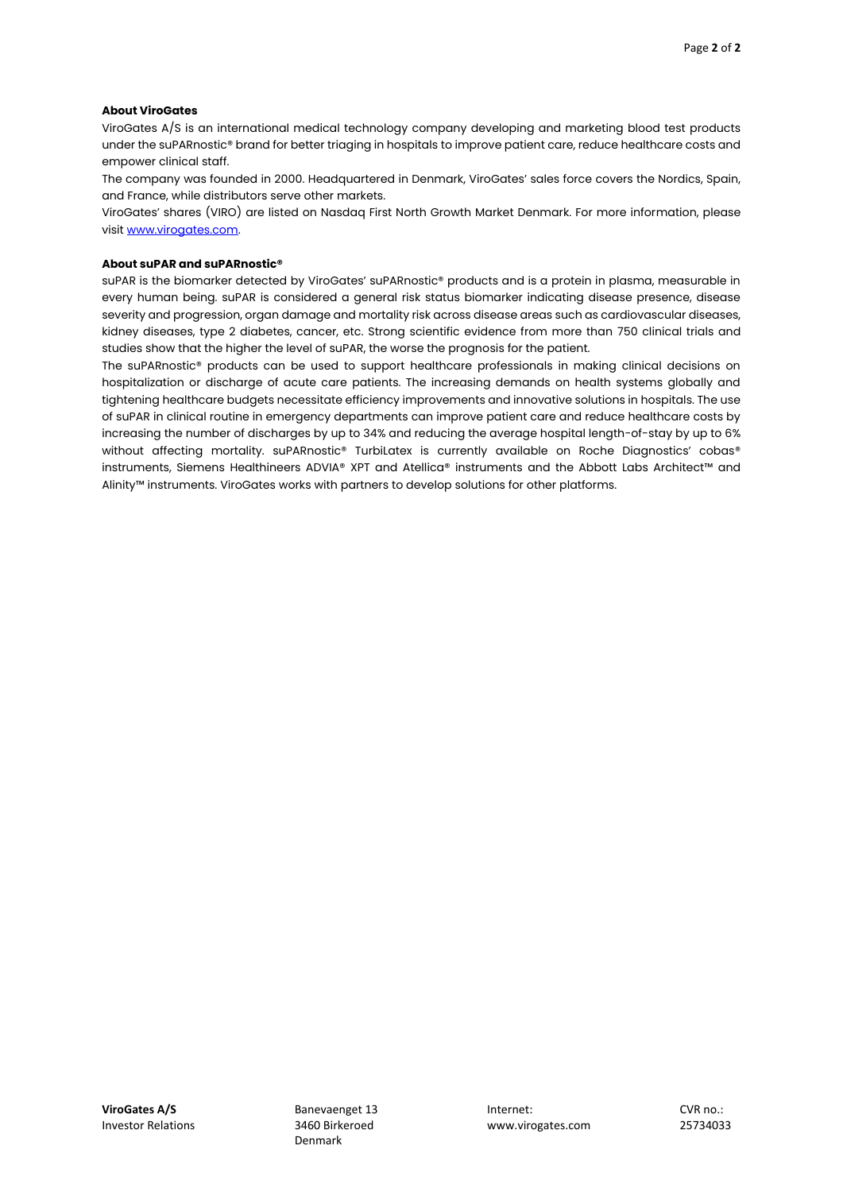**About ViroGates**

ViroGates A/S is an international medical technology company developing and marketing blood test products under the suPARnostic® brand for better triaging in hospitals to improve patient care, reduce healthcare costs and empower clinical staff.

The company was founded in 2000. Headquartered in Denmark, ViroGates' sales force covers the Nordics, Spain, and France, while distributors serve other markets.

ViroGates' shares (VIRO) are listed on Nasdaq First North Growth Market Denmark. For more information, please visit www.virogates.com.

**About suPAR and suPARnostic®**

suPAR is the biomarker detected by ViroGates' suPARnostic® products and is a protein in plasma, measurable in every human being. suPAR is considered a general risk status biomarker indicating disease presence, disease severity and progression, organ damage and mortality risk across disease areas such as cardiovascular diseases, kidney diseases, type 2 diabetes, cancer, etc. Strong scientific evidence from more than 750 clinical trials and studies show that the higher the level of suPAR, the worse the prognosis for the patient.

The suPARnostic® products can be used to support healthcare professionals in making clinical decisions on hospitalization or discharge of acute care patients. The increasing demands on health systems globally and tightening healthcare budgets necessitate efficiency improvements and innovative solutions in hospitals. The use of suPAR in clinical routine in emergency departments can improve patient care and reduce healthcare costs by increasing the number of discharges by up to 34% and reducing the average hospital length-of-stay by up to 6% without affecting mortality. suPARnostic® TurbiLatex is currently available on Roche Diagnostics' cobas® instruments, Siemens Healthineers ADVIA® XPT and Atellica® instruments and the Abbott Labs Architect™ and Alinity™ instruments. ViroGates works with partners to develop solutions for other platforms.

**ViroGates A/S**
Investor Relations

Banevaenget 13
3460 Birkeroed
Denmark

Internet:
www.virogates.com

CVR no.:
25734033